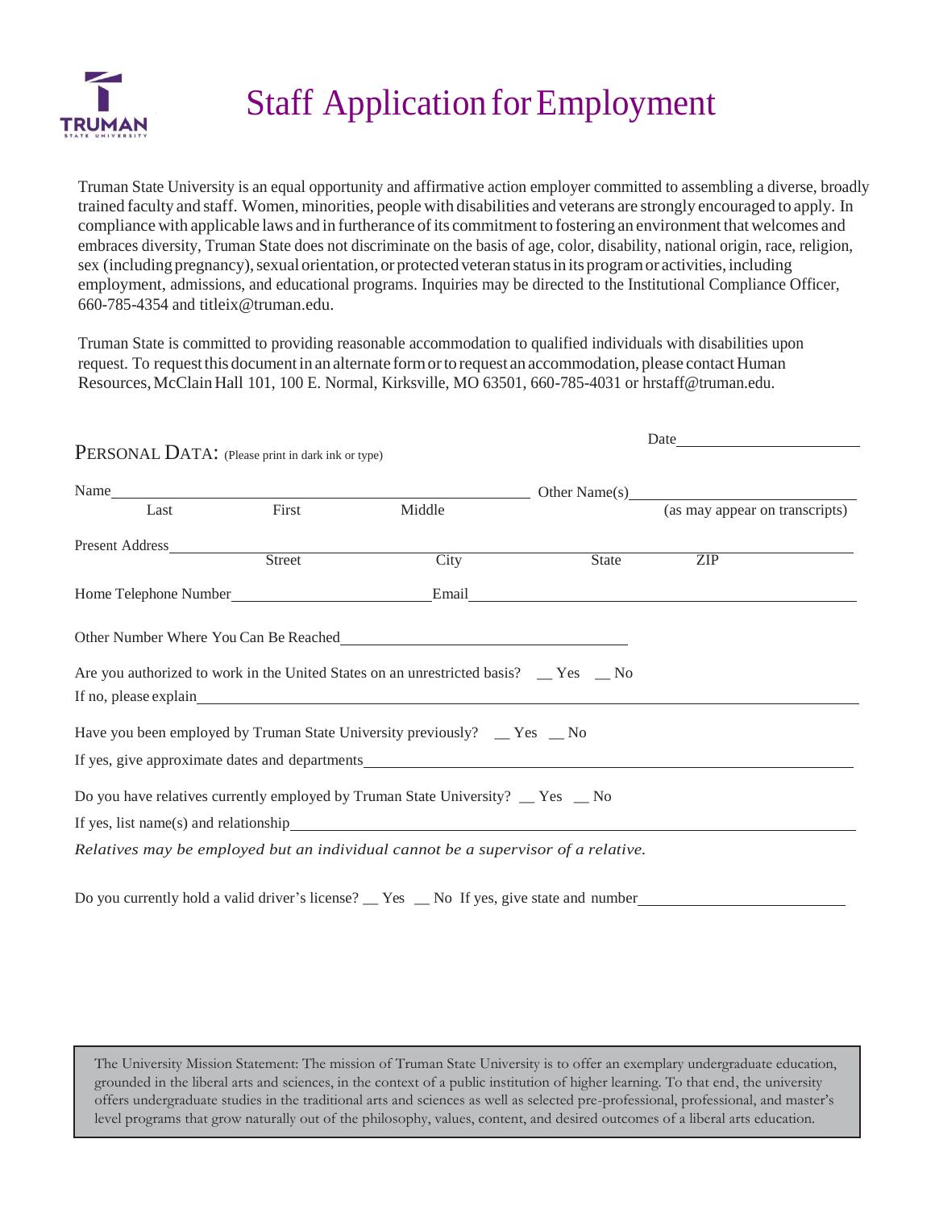TRUMAN STATE UNIVERSITY

# Staff Application for Employment

Truman State University is an equal opportunity and affirmative action employer committed to assembling a diverse, broadly trained faculty and staff. Women, minorities, people with disabilities and veterans are strongly encouraged to apply. In compliance with applicable laws and in furtherance of its commitment to fostering an environment that welcomes and embraces diversity, Truman State does not discriminate on the basis of age, color, disability, national origin, race, religion, sex (including pregnancy), sexual orientation, or protected veteran status in its program or activities, including employment, admissions, and educational programs. Inquiries may be directed to the Institutional Compliance Officer, 660-785-4354 and titleix@truman.edu.

Truman State is committed to providing reasonable accommodation to qualified individuals with disabilities upon request. To request this document in an alternate form or to request an accommodation, please contact Human Resources, McClain Hall 101, 100 E. Normal, Kirksville, MO 63501, 660-785-4031 or hrstaff@truman.edu.

Date_______________________

## PERSONAL DATA: (Please print in dark ink or type)

Name_______________________________________________ Other Name(s)_______________________
Last First Middle (as may appear on transcripts)

Present Address_______________________________________________________________________
Street City State ZIP

Home Telephone Number_______________________ Email_______________________________________

Other Number Where You Can Be Reached_________________________________

Are you authorized to work in the United States on an unrestricted basis? __ Yes __ No
If no, please explain_______________________________________________________________

Have you been employed by Truman State University previously? __ Yes __ No
If yes, give approximate dates and departments_____________________________________________

Do you have relatives currently employed by Truman State University? __ Yes __ No
If yes, list name(s) and relationship___________________________________________________

*Relatives may be employed but an individual cannot be a supervisor of a relative.*

Do you currently hold a valid driver's license? __ Yes __ No If yes, give state and number_______________________

The University Mission Statement: The mission of Truman State University is to offer an exemplary undergraduate education, grounded in the liberal arts and sciences, in the context of a public institution of higher learning. To that end, the university offers undergraduate studies in the traditional arts and sciences as well as selected pre-professional, professional, and master's level programs that grow naturally out of the philosophy, values, content, and desired outcomes of a liberal arts education.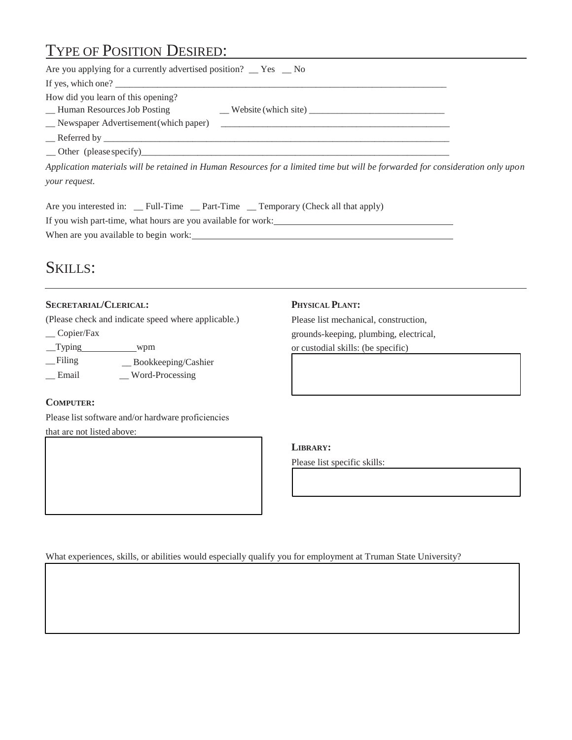## TYPE OF POSITION DESIRED:

Are you applying for a currently advertised position? __ Yes __ No

If yes, which one? ______________________________________________________________________

How did you learn of this opening?

__ Human Resources Job Posting __ Website (which site) ____________________________

__ Newspaper Advertisement (which paper) ________________________________________________

__ Referred by ________________________________________________________________________

__ Other (please specify)__________________________________________________________________

*Application materials will be retained in Human Resources for a limited time but will be forwarded for consideration only upon your request.*

Are you interested in: __ Full-Time __ Part-Time __ Temporary (Check all that apply)

If you wish part-time, what hours are you available for work: ______________________________________

When are you available to begin work: ______________________________________________________

## SKILLS:

**SECRETARIAL/CLERICAL:**

(Please check and indicate speed where applicable.)

__ Copier/Fax

__Typing___________wpm

__Filing __ Bookkeeping/Cashier

__ Email __ Word-Processing

**PHYSICAL PLANT:**

Please list mechanical, construction, grounds-keeping, plumbing, electrical, or custodial skills: (be specific)

**COMPUTER:**

Please list software and/or hardware proficiencies that are not listed above:

**LIBRARY:**

Please list specific skills:

What experiences, skills, or abilities would especially qualify you for employment at Truman State University?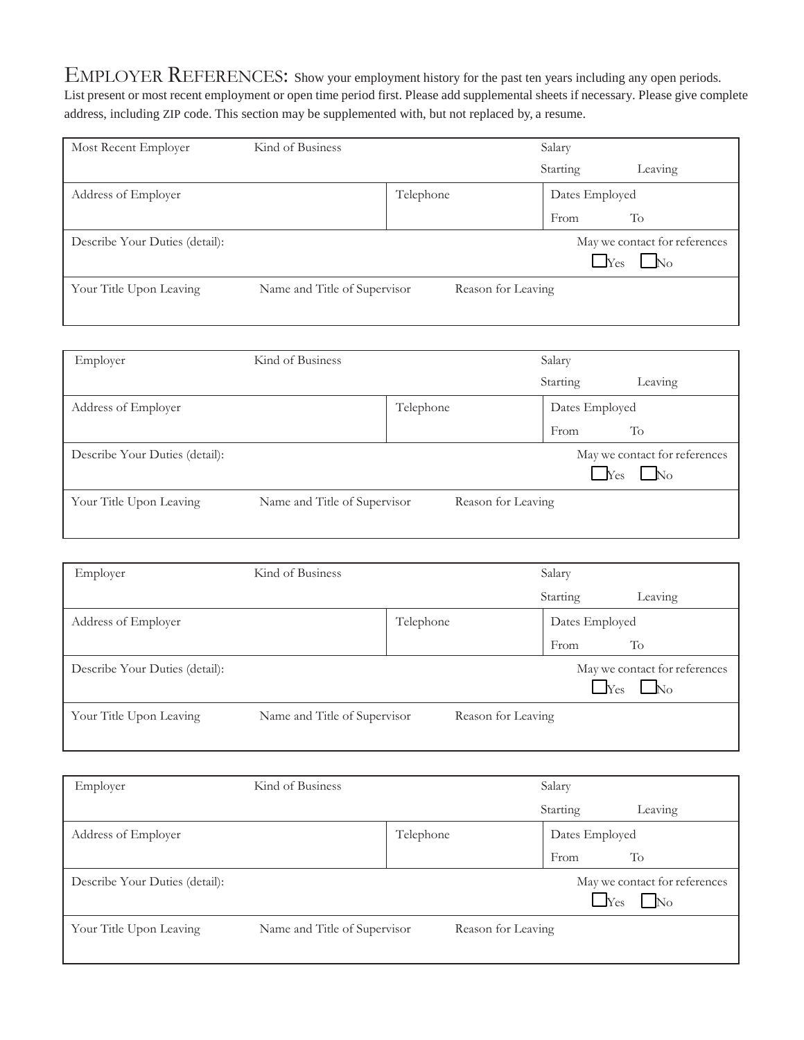## EMPLOYER REFERENCES:

Show your employment history for the past ten years including any open periods. List present or most recent employment or open time period first. Please add supplemental sheets if necessary. Please give complete address, including ZIP code. This section may be supplemented with, but not replaced by, a resume.

| | | | |
|---|---|---|---|
| Most Recent Employer | Kind of Business | | Salary<br>Starting Leaving |
| Address of Employer | | Telephone | Dates Employed<br>From To |
| Describe Your Duties (detail): | | | May we contact for references<br>☐Yes ☐No |
| Your Title Upon Leaving | Name and Title of Supervisor | Reason for Leaving | |

| | | | |
|---|---|---|---|
| Employer | Kind of Business | | Salary<br>Starting Leaving |
| Address of Employer | | Telephone | Dates Employed<br>From To |
| Describe Your Duties (detail): | | | May we contact for references<br>☐Yes ☐No |
| Your Title Upon Leaving | Name and Title of Supervisor | Reason for Leaving | |

| | | | |
|---|---|---|---|
| Employer | Kind of Business | | Salary<br>Starting Leaving |
| Address of Employer | | Telephone | Dates Employed<br>From To |
| Describe Your Duties (detail): | | | May we contact for references<br>☐Yes ☐No |
| Your Title Upon Leaving | Name and Title of Supervisor | Reason for Leaving | |

| | | | |
|---|---|---|---|
| Employer | Kind of Business | | Salary<br>Starting Leaving |
| Address of Employer | | Telephone | Dates Employed<br>From To |
| Describe Your Duties (detail): | | | May we contact for references<br>☐Yes ☐No |
| Your Title Upon Leaving | Name and Title of Supervisor | Reason for Leaving | |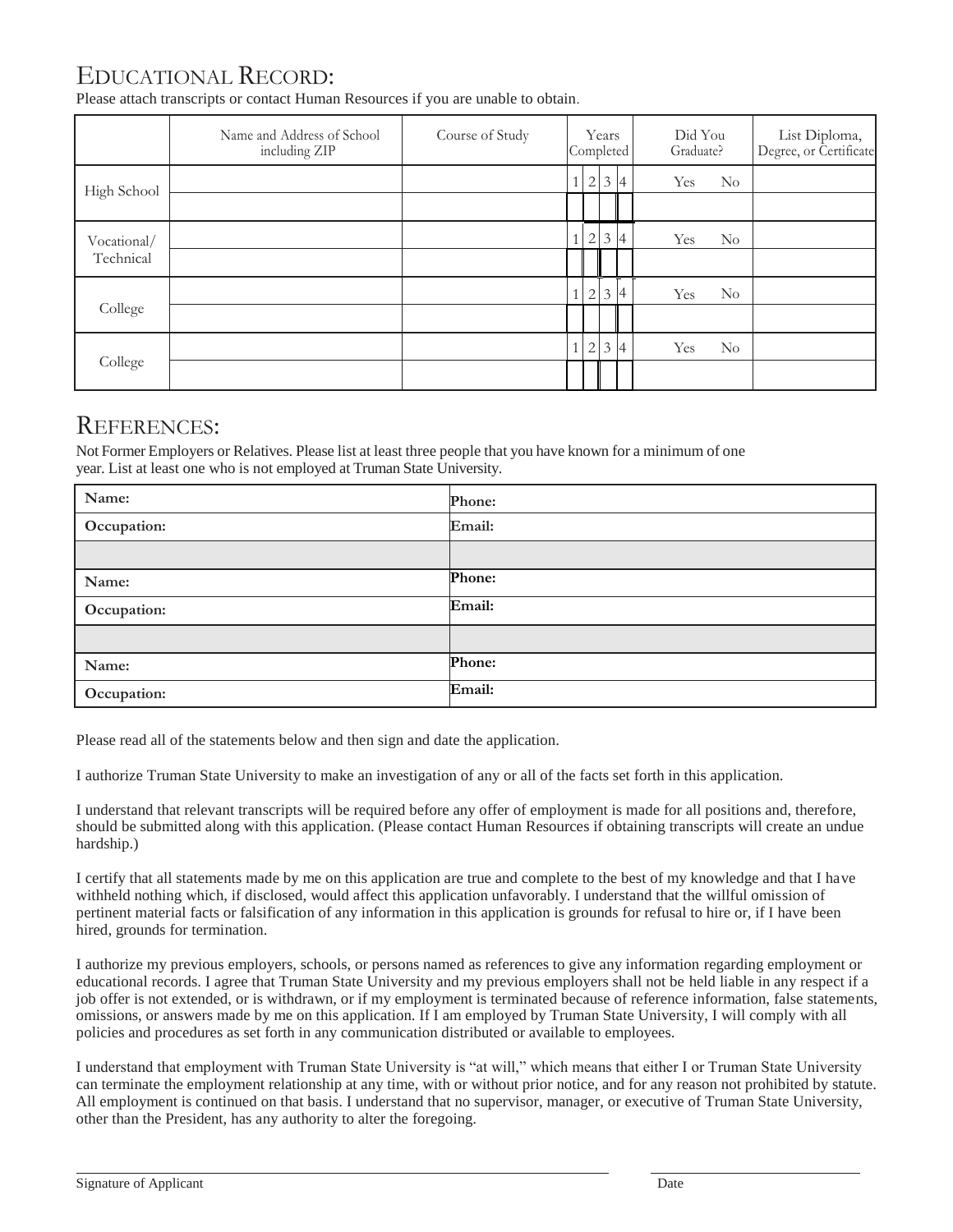# EDUCATIONAL RECORD:

Please attach transcripts or contact Human Resources if you are unable to obtain.

| | Name and Address of School including ZIP | Course of Study | Years Completed | Did You Graduate? | List Diploma, Degree, or Certificate |
|---|---|---|---|---|---|
| High School | | | 1 2 3 4 | Yes No | |
| | | | | | |
| Vocational/ Technical | | | 1 2 3 4 | Yes No | |
| | | | | | |
| College | | | 1 2 3 4 | Yes No | |
| | | | | | |
| College | | | 1 2 3 4 | Yes No | |
| | | | | | |

# REFERENCES:

Not Former Employers or Relatives. Please list at least three people that you have known for a minimum of one year. List at least one who is not employed at Truman State University.

| | |
|---|---|
| **Name:** | **Phone:** |
| **Occupation:** | **Email:** |
| | |
| **Name:** | **Phone:** |
| **Occupation:** | **Email:** |
| | |
| **Name:** | **Phone:** |
| **Occupation:** | **Email:** |

Please read all of the statements below and then sign and date the application.

I authorize Truman State University to make an investigation of any or all of the facts set forth in this application.

I understand that relevant transcripts will be required before any offer of employment is made for all positions and, therefore, should be submitted along with this application. (Please contact Human Resources if obtaining transcripts will create an undue hardship.)

I certify that all statements made by me on this application are true and complete to the best of my knowledge and that I have withheld nothing which, if disclosed, would affect this application unfavorably. I understand that the willful omission of pertinent material facts or falsification of any information in this application is grounds for refusal to hire or, if I have been hired, grounds for termination.

I authorize my previous employers, schools, or persons named as references to give any information regarding employment or educational records. I agree that Truman State University and my previous employers shall not be held liable in any respect if a job offer is not extended, or is withdrawn, or if my employment is terminated because of reference information, false statements, omissions, or answers made by me on this application. If I am employed by Truman State University, I will comply with all policies and procedures as set forth in any communication distributed or available to employees.

I understand that employment with Truman State University is "at will," which means that either I or Truman State University can terminate the employment relationship at any time, with or without prior notice, and for any reason not prohibited by statute. All employment is continued on that basis. I understand that no supervisor, manager, or executive of Truman State University, other than the President, has any authority to alter the foregoing.

Signature of Applicant

Date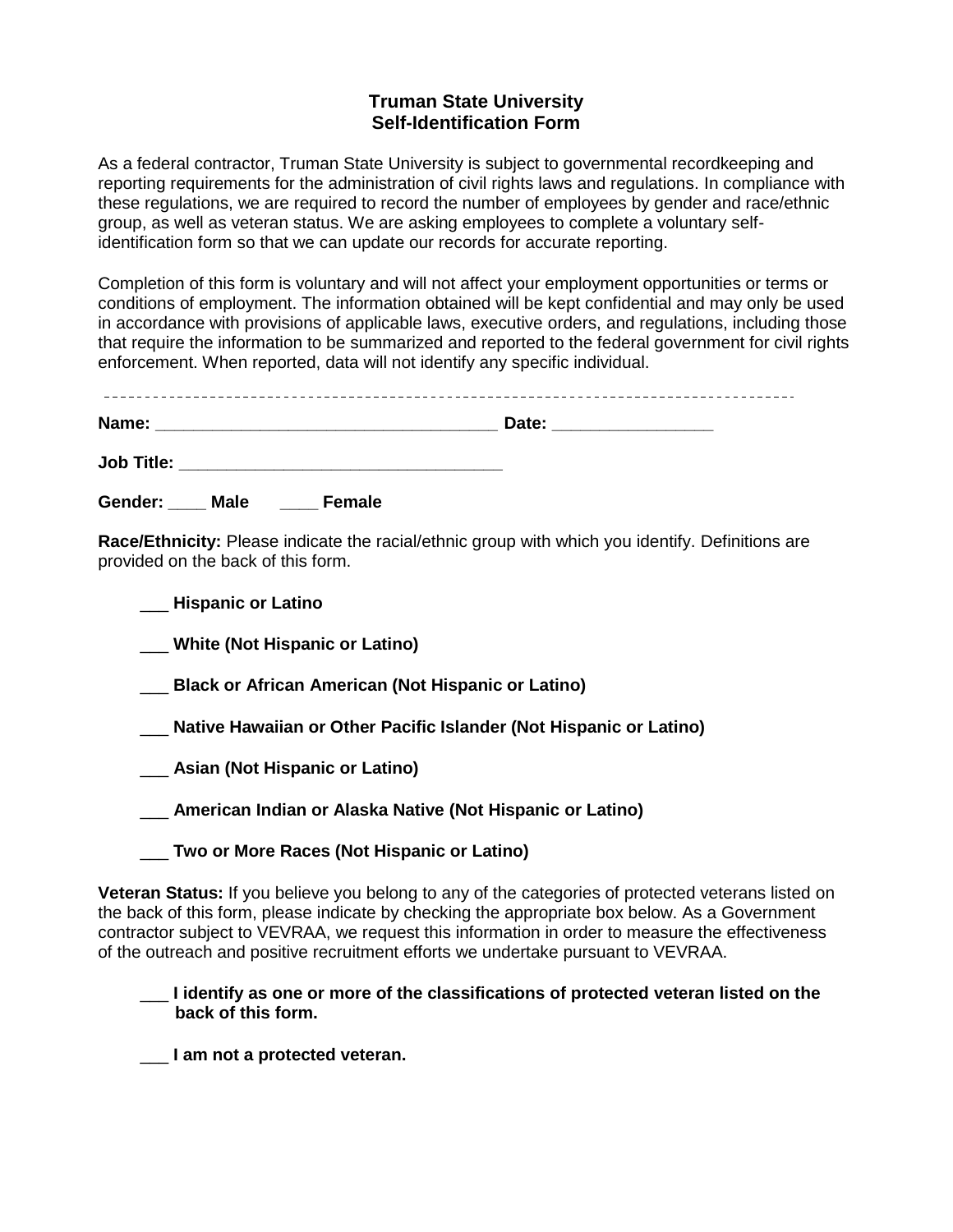# Truman State University
## Self-Identification Form

As a federal contractor, Truman State University is subject to governmental recordkeeping and reporting requirements for the administration of civil rights laws and regulations. In compliance with these regulations, we are required to record the number of employees by gender and race/ethnic group, as well as veteran status. We are asking employees to complete a voluntary self-identification form so that we can update our records for accurate reporting.

Completion of this form is voluntary and will not affect your employment opportunities or terms or conditions of employment. The information obtained will be kept confidential and may only be used in accordance with provisions of applicable laws, executive orders, and regulations, including those that require the information to be summarized and reported to the federal government for civil rights enforcement. When reported, data will not identify any specific individual.

---

**Name: ___________________________________ Date: ________________**

**Job Title: _________________________________**

**Gender: ____ Male ____ Female**

**Race/Ethnicity:** Please indicate the racial/ethnic group with which you identify. Definitions are provided on the back of this form.

___ **Hispanic or Latino**

___ **White (Not Hispanic or Latino)**

___ **Black or African American (Not Hispanic or Latino)**

___ **Native Hawaiian or Other Pacific Islander (Not Hispanic or Latino)**

___ **Asian (Not Hispanic or Latino)**

___ **American Indian or Alaska Native (Not Hispanic or Latino)**

___ **Two or More Races (Not Hispanic or Latino)**

**Veteran Status:** If you believe you belong to any of the categories of protected veterans listed on the back of this form, please indicate by checking the appropriate box below. As a Government contractor subject to VEVRAA, we request this information in order to measure the effectiveness of the outreach and positive recruitment efforts we undertake pursuant to VEVRAA.

___ **I identify as one or more of the classifications of protected veteran listed on the back of this form.**

___ **I am not a protected veteran.**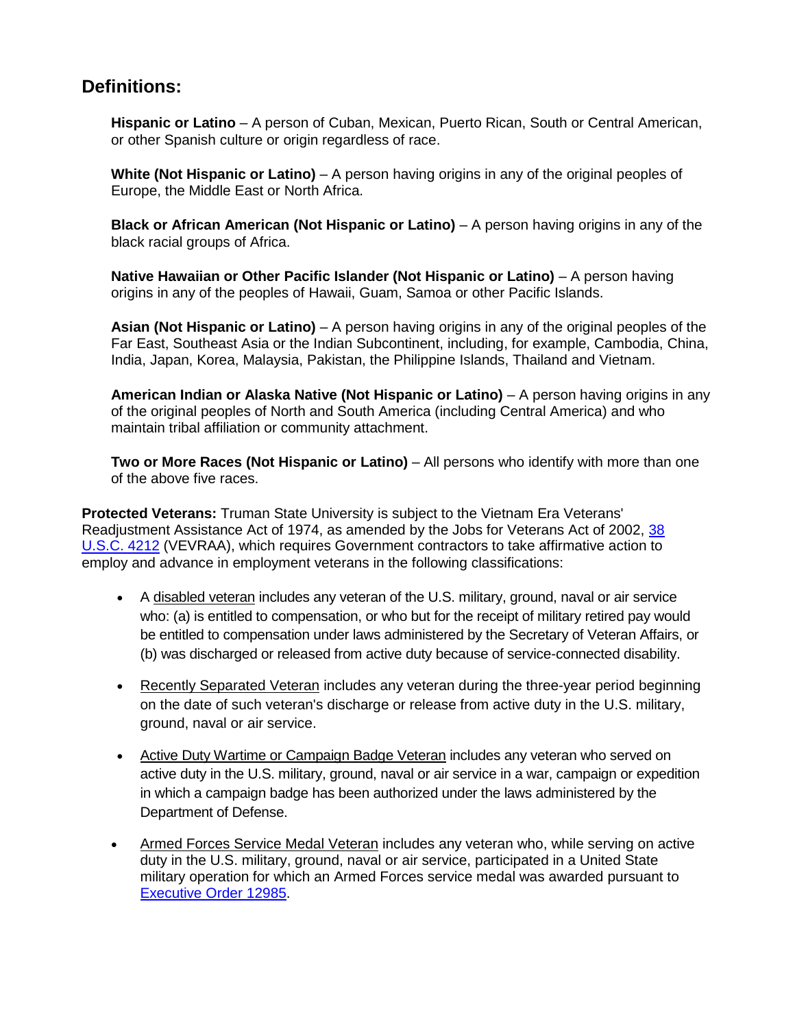## Definitions:

**Hispanic or Latino** – A person of Cuban, Mexican, Puerto Rican, South or Central American, or other Spanish culture or origin regardless of race.

**White (Not Hispanic or Latino)** – A person having origins in any of the original peoples of Europe, the Middle East or North Africa.

**Black or African American (Not Hispanic or Latino)** – A person having origins in any of the black racial groups of Africa.

**Native Hawaiian or Other Pacific Islander (Not Hispanic or Latino)** – A person having origins in any of the peoples of Hawaii, Guam, Samoa or other Pacific Islands.

**Asian (Not Hispanic or Latino)** – A person having origins in any of the original peoples of the Far East, Southeast Asia or the Indian Subcontinent, including, for example, Cambodia, China, India, Japan, Korea, Malaysia, Pakistan, the Philippine Islands, Thailand and Vietnam.

**American Indian or Alaska Native (Not Hispanic or Latino)** – A person having origins in any of the original peoples of North and South America (including Central America) and who maintain tribal affiliation or community attachment.

**Two or More Races (Not Hispanic or Latino)** – All persons who identify with more than one of the above five races.

**Protected Veterans:** Truman State University is subject to the Vietnam Era Veterans' Readjustment Assistance Act of 1974, as amended by the Jobs for Veterans Act of 2002, 38 U.S.C. 4212 (VEVRAA), which requires Government contractors to take affirmative action to employ and advance in employment veterans in the following classifications:

- A disabled veteran includes any veteran of the U.S. military, ground, naval or air service who: (a) is entitled to compensation, or who but for the receipt of military retired pay would be entitled to compensation under laws administered by the Secretary of Veteran Affairs, or (b) was discharged or released from active duty because of service-connected disability.

- Recently Separated Veteran includes any veteran during the three-year period beginning on the date of such veteran's discharge or release from active duty in the U.S. military, ground, naval or air service.

- Active Duty Wartime or Campaign Badge Veteran includes any veteran who served on active duty in the U.S. military, ground, naval or air service in a war, campaign or expedition in which a campaign badge has been authorized under the laws administered by the Department of Defense.

- Armed Forces Service Medal Veteran includes any veteran who, while serving on active duty in the U.S. military, ground, naval or air service, participated in a United State military operation for which an Armed Forces service medal was awarded pursuant to Executive Order 12985.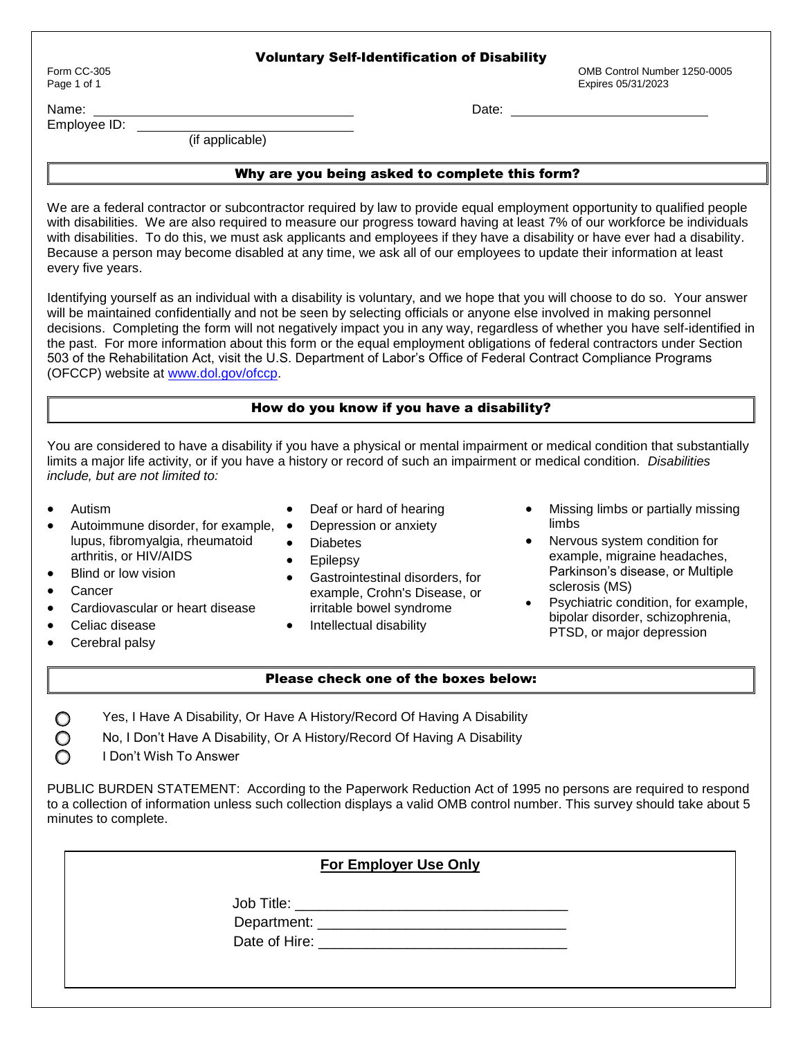# Voluntary Self-Identification of Disability

Form CC-305
Page 1 of 1

OMB Control Number 1250-0005
Expires 05/31/2023

Name: ______________________________ Date: ______________________________

Employee ID: ______________________________
(if applicable)

## Why are you being asked to complete this form?

We are a federal contractor or subcontractor required by law to provide equal employment opportunity to qualified people with disabilities. We are also required to measure our progress toward having at least 7% of our workforce be individuals with disabilities. To do this, we must ask applicants and employees if they have a disability or have ever had a disability. Because a person may become disabled at any time, we ask all of our employees to update their information at least every five years.

Identifying yourself as an individual with a disability is voluntary, and we hope that you will choose to do so. Your answer will be maintained confidentially and not be seen by selecting officials or anyone else involved in making personnel decisions. Completing the form will not negatively impact you in any way, regardless of whether you have self-identified in the past. For more information about this form or the equal employment obligations of federal contractors under Section 503 of the Rehabilitation Act, visit the U.S. Department of Labor's Office of Federal Contract Compliance Programs (OFCCP) website at www.dol.gov/ofccp.

## How do you know if you have a disability?

You are considered to have a disability if you have a physical or mental impairment or medical condition that substantially limits a major life activity, or if you have a history or record of such an impairment or medical condition. *Disabilities include, but are not limited to:*

- Autism
- Autoimmune disorder, for example, lupus, fibromyalgia, rheumatoid arthritis, or HIV/AIDS
- Blind or low vision
- Cancer
- Cardiovascular or heart disease
- Celiac disease
- Cerebral palsy
- Deaf or hard of hearing
- Depression or anxiety
- Diabetes
- Epilepsy
- Gastrointestinal disorders, for example, Crohn's Disease, or irritable bowel syndrome
- Intellectual disability
- Missing limbs or partially missing limbs
- Nervous system condition for example, migraine headaches, Parkinson's disease, or Multiple sclerosis (MS)
- Psychiatric condition, for example, bipolar disorder, schizophrenia, PTSD, or major depression

## Please check one of the boxes below:

- ◯ Yes, I Have A Disability, Or Have A History/Record Of Having A Disability
- ◯ No, I Don't Have A Disability, Or A History/Record Of Having A Disability
- ◯ I Don't Wish To Answer

PUBLIC BURDEN STATEMENT: According to the Paperwork Reduction Act of 1995 no persons are required to respond to a collection of information unless such collection displays a valid OMB control number. This survey should take about 5 minutes to complete.

**For Employer Use Only**

Job Title: ______________________________

Department: ______________________________

Date of Hire: ______________________________